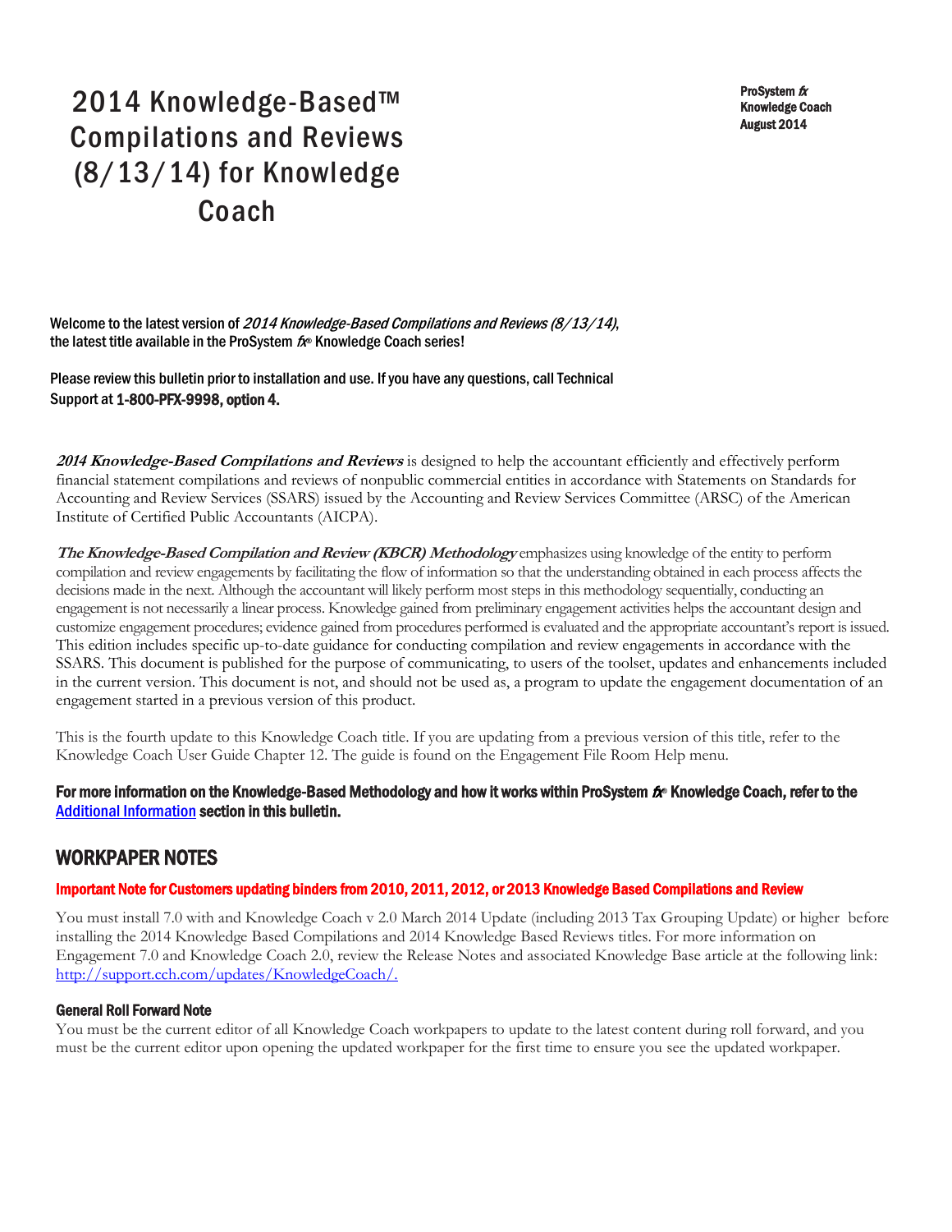# 2014 Knowledge-Based™ Compilations and Reviews (8/13/14) for Knowledge Coach

**ProSystem *fx***
**Knowledge Coach**
**August 2014**

**Welcome to the latest version of *2014 Knowledge-Based Compilations and Reviews (8/13/14)*, the latest title available in the ProSystem *fx*® Knowledge Coach series!**

**Please review this bulletin prior to installation and use. If you have any questions, call Technical Support at 1-800-PFX-9998, option 4.**

***2014 Knowledge-Based Compilations and Reviews*** is designed to help the accountant efficiently and effectively perform financial statement compilations and reviews of nonpublic commercial entities in accordance with Statements on Standards for Accounting and Review Services (SSARS) issued by the Accounting and Review Services Committee (ARSC) of the American Institute of Certified Public Accountants (AICPA).

***The Knowledge-Based Compilation and Review (KBCR) Methodology*** emphasizes using knowledge of the entity to perform compilation and review engagements by facilitating the flow of information so that the understanding obtained in each process affects the decisions made in the next. Although the accountant will likely perform most steps in this methodology sequentially, conducting an engagement is not necessarily a linear process. Knowledge gained from preliminary engagement activities helps the accountant design and customize engagement procedures; evidence gained from procedures performed is evaluated and the appropriate accountant's report is issued. This edition includes specific up-to-date guidance for conducting compilation and review engagements in accordance with the SSARS. This document is published for the purpose of communicating, to users of the toolset, updates and enhancements included in the current version. This document is not, and should not be used as, a program to update the engagement documentation of an engagement started in a previous version of this product.

This is the fourth update to this Knowledge Coach title. If you are updating from a previous version of this title, refer to the Knowledge Coach User Guide Chapter 12. The guide is found on the Engagement File Room Help menu.

**For more information on the Knowledge-Based Methodology and how it works within ProSystem *fx*® Knowledge Coach, refer to the [Additional Information] section in this bulletin.**

## WORKPAPER NOTES

### Important Note for Customers updating binders from 2010, 2011, 2012, or 2013 Knowledge Based Compilations and Review

You must install 7.0 with and Knowledge Coach v 2.0 March 2014 Update (including 2013 Tax Grouping Update) or higher before installing the 2014 Knowledge Based Compilations and 2014 Knowledge Based Reviews titles. For more information on Engagement 7.0 and Knowledge Coach 2.0, review the Release Notes and associated Knowledge Base article at the following link: http://support.cch.com/updates/KnowledgeCoach/.

### General Roll Forward Note

You must be the current editor of all Knowledge Coach workpapers to update to the latest content during roll forward, and you must be the current editor upon opening the updated workpaper for the first time to ensure you see the updated workpaper.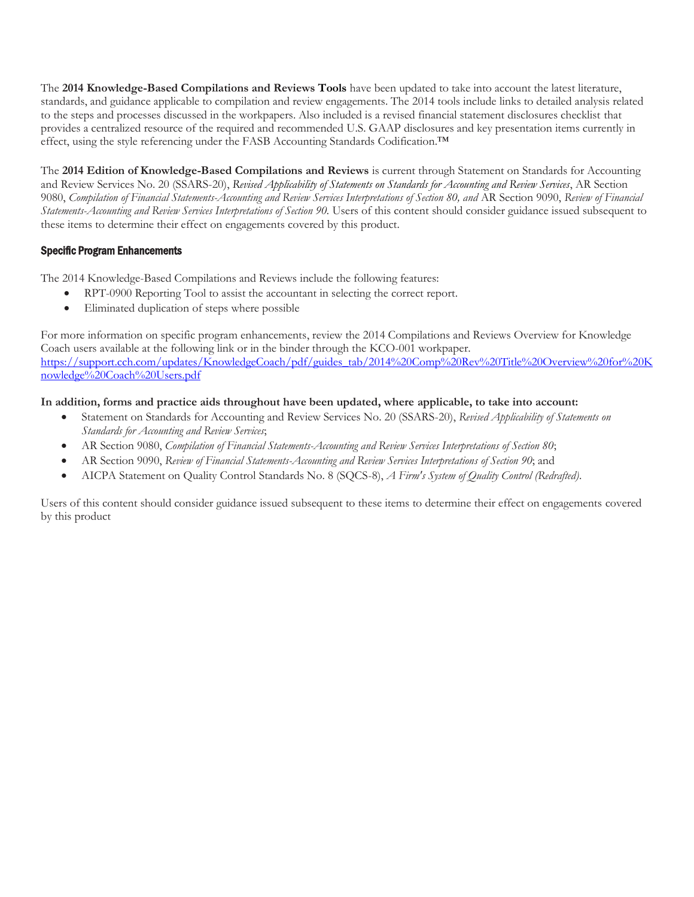The **2014 Knowledge-Based Compilations and Reviews Tools** have been updated to take into account the latest literature, standards, and guidance applicable to compilation and review engagements. The 2014 tools include links to detailed analysis related to the steps and processes discussed in the workpapers. Also included is a revised financial statement disclosures checklist that provides a centralized resource of the required and recommended U.S. GAAP disclosures and key presentation items currently in effect, using the style referencing under the FASB Accounting Standards Codification.™

The **2014 Edition of Knowledge-Based Compilations and Reviews** is current through Statement on Standards for Accounting and Review Services No. 20 (SSARS-20), *Revised Applicability of Statements on Standards for Accounting and Review Services*, AR Section 9080, *Compilation of Financial Statements-Accounting and Review Services Interpretations of Section 80, and* AR Section 9090, *Review of Financial Statements-Accounting and Review Services Interpretations of Section 90.* Users of this content should consider guidance issued subsequent to these items to determine their effect on engagements covered by this product.

### Specific Program Enhancements

The 2014 Knowledge-Based Compilations and Reviews include the following features:

- RPT-0900 Reporting Tool to assist the accountant in selecting the correct report.
- Eliminated duplication of steps where possible

For more information on specific program enhancements, review the 2014 Compilations and Reviews Overview for Knowledge Coach users available at the following link or in the binder through the KCO-001 workpaper.
https://support.cch.com/updates/KnowledgeCoach/pdf/guides_tab/2014%20Comp%20Rev%20Title%20Overview%20for%20Knowledge%20Coach%20Users.pdf

**In addition, forms and practice aids throughout have been updated, where applicable, to take into account:**

- Statement on Standards for Accounting and Review Services No. 20 (SSARS-20), *Revised Applicability of Statements on Standards for Accounting and Review Services*;
- AR Section 9080, *Compilation of Financial Statements-Accounting and Review Services Interpretations of Section 80*;
- AR Section 9090, *Review of Financial Statements-Accounting and Review Services Interpretations of Section 90*; and
- AICPA Statement on Quality Control Standards No. 8 (SQCS-8), *A Firm's System of Quality Control (Redrafted)*.

Users of this content should consider guidance issued subsequent to these items to determine their effect on engagements covered by this product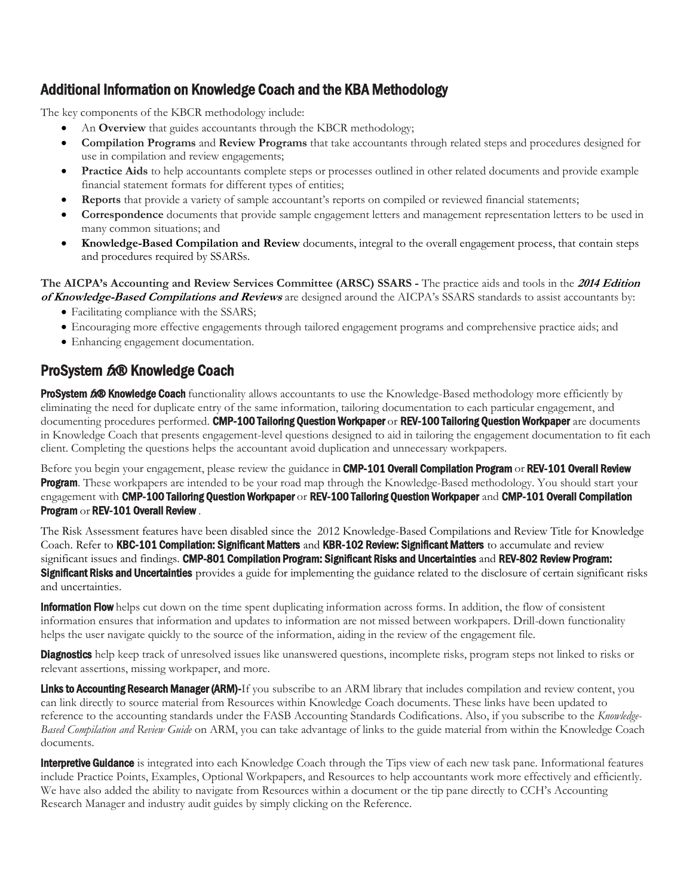## Additional Information on Knowledge Coach and the KBA Methodology

The key components of the KBCR methodology include:

- An **Overview** that guides accountants through the KBCR methodology;
- **Compilation Programs** and **Review Programs** that take accountants through related steps and procedures designed for use in compilation and review engagements;
- **Practice Aids** to help accountants complete steps or processes outlined in other related documents and provide example financial statement formats for different types of entities;
- **Reports** that provide a variety of sample accountant's reports on compiled or reviewed financial statements;
- **Correspondence** documents that provide sample engagement letters and management representation letters to be used in many common situations; and
- **Knowledge-Based Compilation and Review** documents, integral to the overall engagement process, that contain steps and procedures required by SSARSs.

**The AICPA's Accounting and Review Services Committee (ARSC) SSARS -** The practice aids and tools in the ***2014 Edition of Knowledge-Based Compilations and Reviews*** are designed around the AICPA's SSARS standards to assist accountants by:

- Facilitating compliance with the SSARS;
- Encouraging more effective engagements through tailored engagement programs and comprehensive practice aids; and
- Enhancing engagement documentation.

## ProSystem *fx*® Knowledge Coach

**ProSystem *fx*® Knowledge Coach** functionality allows accountants to use the Knowledge-Based methodology more efficiently by eliminating the need for duplicate entry of the same information, tailoring documentation to each particular engagement, and documenting procedures performed. **CMP-100 Tailoring Question Workpaper** or **REV-100 Tailoring Question Workpaper** are documents in Knowledge Coach that presents engagement-level questions designed to aid in tailoring the engagement documentation to fit each client. Completing the questions helps the accountant avoid duplication and unnecessary workpapers.

Before you begin your engagement, please review the guidance in **CMP-101 Overall Compilation Program** or **REV-101 Overall Review Program**. These workpapers are intended to be your road map through the Knowledge-Based methodology. You should start your engagement with **CMP-100 Tailoring Question Workpaper** or **REV-100 Tailoring Question Workpaper** and **CMP-101 Overall Compilation Program** or **REV-101 Overall Review** .

The Risk Assessment features have been disabled since the 2012 Knowledge-Based Compilations and Review Title for Knowledge Coach. Refer to **KBC-101 Compilation: Significant Matters** and **KBR-102 Review: Significant Matters** to accumulate and review significant issues and findings. **CMP-801 Compilation Program: Significant Risks and Uncertainties** and **REV-802 Review Program: Significant Risks and Uncertainties** provides a guide for implementing the guidance related to the disclosure of certain significant risks and uncertainties.

**Information Flow** helps cut down on the time spent duplicating information across forms. In addition, the flow of consistent information ensures that information and updates to information are not missed between workpapers. Drill-down functionality helps the user navigate quickly to the source of the information, aiding in the review of the engagement file.

**Diagnostics** help keep track of unresolved issues like unanswered questions, incomplete risks, program steps not linked to risks or relevant assertions, missing workpaper, and more.

**Links to Accounting Research Manager (ARM)-**If you subscribe to an ARM library that includes compilation and review content, you can link directly to source material from Resources within Knowledge Coach documents. These links have been updated to reference to the accounting standards under the FASB Accounting Standards Codifications. Also, if you subscribe to the *Knowledge-Based Compilation and Review Guide* on ARM, you can take advantage of links to the guide material from within the Knowledge Coach documents.

**Interpretive Guidance** is integrated into each Knowledge Coach through the Tips view of each new task pane. Informational features include Practice Points, Examples, Optional Workpapers, and Resources to help accountants work more effectively and efficiently. We have also added the ability to navigate from Resources within a document or the tip pane directly to CCH's Accounting Research Manager and industry audit guides by simply clicking on the Reference.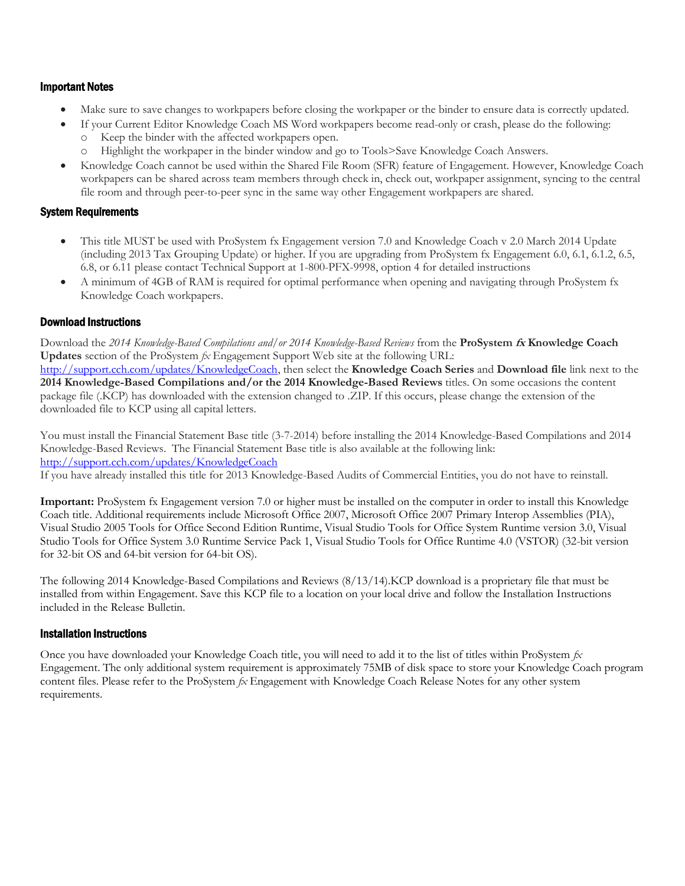### Important Notes

- Make sure to save changes to workpapers before closing the workpaper or the binder to ensure data is correctly updated.
- If your Current Editor Knowledge Coach MS Word workpapers become read-only or crash, please do the following:
  - Keep the binder with the affected workpapers open.
  - Highlight the workpaper in the binder window and go to Tools>Save Knowledge Coach Answers.
- Knowledge Coach cannot be used within the Shared File Room (SFR) feature of Engagement. However, Knowledge Coach workpapers can be shared across team members through check in, check out, workpaper assignment, syncing to the central file room and through peer-to-peer sync in the same way other Engagement workpapers are shared.

### System Requirements

- This title MUST be used with ProSystem fx Engagement version 7.0 and Knowledge Coach v 2.0 March 2014 Update (including 2013 Tax Grouping Update) or higher. If you are upgrading from ProSystem fx Engagement 6.0, 6.1, 6.1.2, 6.5, 6.8, or 6.11 please contact Technical Support at 1-800-PFX-9998, option 4 for detailed instructions
- A minimum of 4GB of RAM is required for optimal performance when opening and navigating through ProSystem fx Knowledge Coach workpapers.

### Download Instructions

Download the *2014 Knowledge-Based Compilations and/or 2014 Knowledge-Based Reviews* from the **ProSystem *fx* Knowledge Coach Updates** section of the ProSystem *fx* Engagement Support Web site at the following URL: http://support.cch.com/updates/KnowledgeCoach, then select the **Knowledge Coach Series** and **Download file** link next to the **2014 Knowledge-Based Compilations and/or the 2014 Knowledge-Based Reviews** titles. On some occasions the content package file (.KCP) has downloaded with the extension changed to .ZIP. If this occurs, please change the extension of the downloaded file to KCP using all capital letters.

You must install the Financial Statement Base title (3-7-2014) before installing the 2014 Knowledge-Based Compilations and 2014 Knowledge-Based Reviews. The Financial Statement Base title is also available at the following link: http://support.cch.com/updates/KnowledgeCoach
If you have already installed this title for 2013 Knowledge-Based Audits of Commercial Entities, you do not have to reinstall.

**Important:** ProSystem fx Engagement version 7.0 or higher must be installed on the computer in order to install this Knowledge Coach title. Additional requirements include Microsoft Office 2007, Microsoft Office 2007 Primary Interop Assemblies (PIA), Visual Studio 2005 Tools for Office Second Edition Runtime, Visual Studio Tools for Office System Runtime version 3.0, Visual Studio Tools for Office System 3.0 Runtime Service Pack 1, Visual Studio Tools for Office Runtime 4.0 (VSTOR) (32-bit version for 32-bit OS and 64-bit version for 64-bit OS).

The following 2014 Knowledge-Based Compilations and Reviews (8/13/14).KCP download is a proprietary file that must be installed from within Engagement. Save this KCP file to a location on your local drive and follow the Installation Instructions included in the Release Bulletin.

### Installation Instructions

Once you have downloaded your Knowledge Coach title, you will need to add it to the list of titles within ProSystem *fx* Engagement. The only additional system requirement is approximately 75MB of disk space to store your Knowledge Coach program content files. Please refer to the ProSystem *fx* Engagement with Knowledge Coach Release Notes for any other system requirements.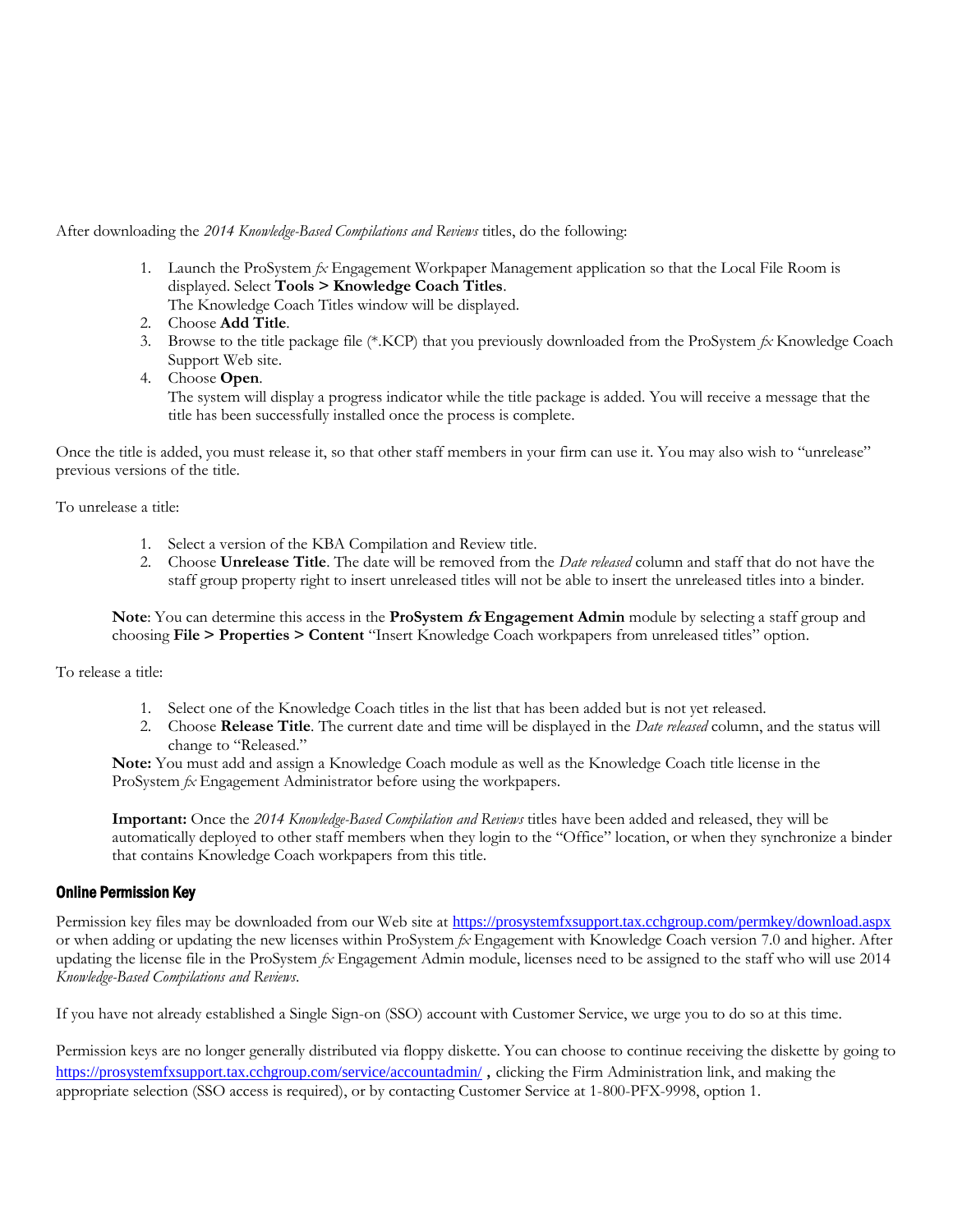After downloading the *2014 Knowledge-Based Compilations and Reviews* titles, do the following:

1. Launch the ProSystem *fx* Engagement Workpaper Management application so that the Local File Room is displayed. Select **Tools > Knowledge Coach Titles**.
   The Knowledge Coach Titles window will be displayed.
2. Choose **Add Title**.
3. Browse to the title package file (*.KCP) that you previously downloaded from the ProSystem *fx* Knowledge Coach Support Web site.
4. Choose **Open**.
   The system will display a progress indicator while the title package is added. You will receive a message that the title has been successfully installed once the process is complete.

Once the title is added, you must release it, so that other staff members in your firm can use it. You may also wish to "unrelease" previous versions of the title.

To unrelease a title:

1. Select a version of the KBA Compilation and Review title.
2. Choose **Unrelease Title**. The date will be removed from the *Date released* column and staff that do not have the staff group property right to insert unreleased titles will not be able to insert the unreleased titles into a binder.

**Note**: You can determine this access in the **ProSystem *fx* Engagement Admin** module by selecting a staff group and choosing **File > Properties > Content** "Insert Knowledge Coach workpapers from unreleased titles" option.

To release a title:

1. Select one of the Knowledge Coach titles in the list that has been added but is not yet released.
2. Choose **Release Title**. The current date and time will be displayed in the *Date released* column, and the status will change to "Released."

**Note:** You must add and assign a Knowledge Coach module as well as the Knowledge Coach title license in the ProSystem *fx* Engagement Administrator before using the workpapers.

**Important:** Once the *2014 Knowledge-Based Compilation and Reviews* titles have been added and released, they will be automatically deployed to other staff members when they login to the "Office" location, or when they synchronize a binder that contains Knowledge Coach workpapers from this title.

### Online Permission Key

Permission key files may be downloaded from our Web site at https://prosystemfxsupport.tax.cchgroup.com/permkey/download.aspx or when adding or updating the new licenses within ProSystem *fx* Engagement with Knowledge Coach version 7.0 and higher. After updating the license file in the ProSystem *fx* Engagement Admin module, licenses need to be assigned to the staff who will use 2014 *Knowledge-Based Compilations and Reviews*.

If you have not already established a Single Sign-on (SSO) account with Customer Service, we urge you to do so at this time.

Permission keys are no longer generally distributed via floppy diskette. You can choose to continue receiving the diskette by going to https://prosystemfxsupport.tax.cchgroup.com/service/accountadmin/ , clicking the Firm Administration link, and making the appropriate selection (SSO access is required), or by contacting Customer Service at 1-800-PFX-9998, option 1.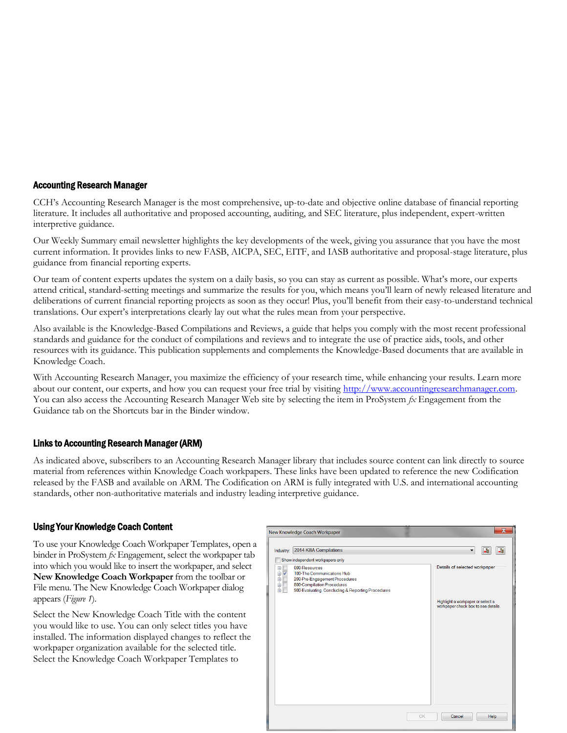### Accounting Research Manager

CCH's Accounting Research Manager is the most comprehensive, up-to-date and objective online database of financial reporting literature. It includes all authoritative and proposed accounting, auditing, and SEC literature, plus independent, expert-written interpretive guidance.

Our Weekly Summary email newsletter highlights the key developments of the week, giving you assurance that you have the most current information. It provides links to new FASB, AICPA, SEC, EITF, and IASB authoritative and proposal-stage literature, plus guidance from financial reporting experts.

Our team of content experts updates the system on a daily basis, so you can stay as current as possible. What's more, our experts attend critical, standard-setting meetings and summarize the results for you, which means you'll learn of newly released literature and deliberations of current financial reporting projects as soon as they occur! Plus, you'll benefit from their easy-to-understand technical translations. Our expert's interpretations clearly lay out what the rules mean from your perspective.

Also available is the Knowledge-Based Compilations and Reviews, a guide that helps you comply with the most recent professional standards and guidance for the conduct of compilations and reviews and to integrate the use of practice aids, tools, and other resources with its guidance. This publication supplements and complements the Knowledge-Based documents that are available in Knowledge Coach.

With Accounting Research Manager, you maximize the efficiency of your research time, while enhancing your results. Learn more about our content, our experts, and how you can request your free trial by visiting http://www.accountingresearchmanager.com. You can also access the Accounting Research Manager Web site by selecting the item in ProSystem *fx* Engagement from the Guidance tab on the Shortcuts bar in the Binder window.

### Links to Accounting Research Manager (ARM)

As indicated above, subscribers to an Accounting Research Manager library that includes source content can link directly to source material from references within Knowledge Coach workpapers. These links have been updated to reference the new Codification released by the FASB and available on ARM. The Codification on ARM is fully integrated with U.S. and international accounting standards, other non-authoritative materials and industry leading interpretive guidance.

### Using Your Knowledge Coach Content

To use your Knowledge Coach Workpaper Templates, open a binder in ProSystem *fx* Engagement, select the workpaper tab into which you would like to insert the workpaper, and select **New Knowledge Coach Workpaper** from the toolbar or File menu. The New Knowledge Coach Workpaper dialog appears (*Figure 1*).

Select the New Knowledge Coach Title with the content you would like to use. You can only select titles you have installed. The information displayed changes to reflect the workpaper organization available for the selected title. Select the Knowledge Coach Workpaper Templates to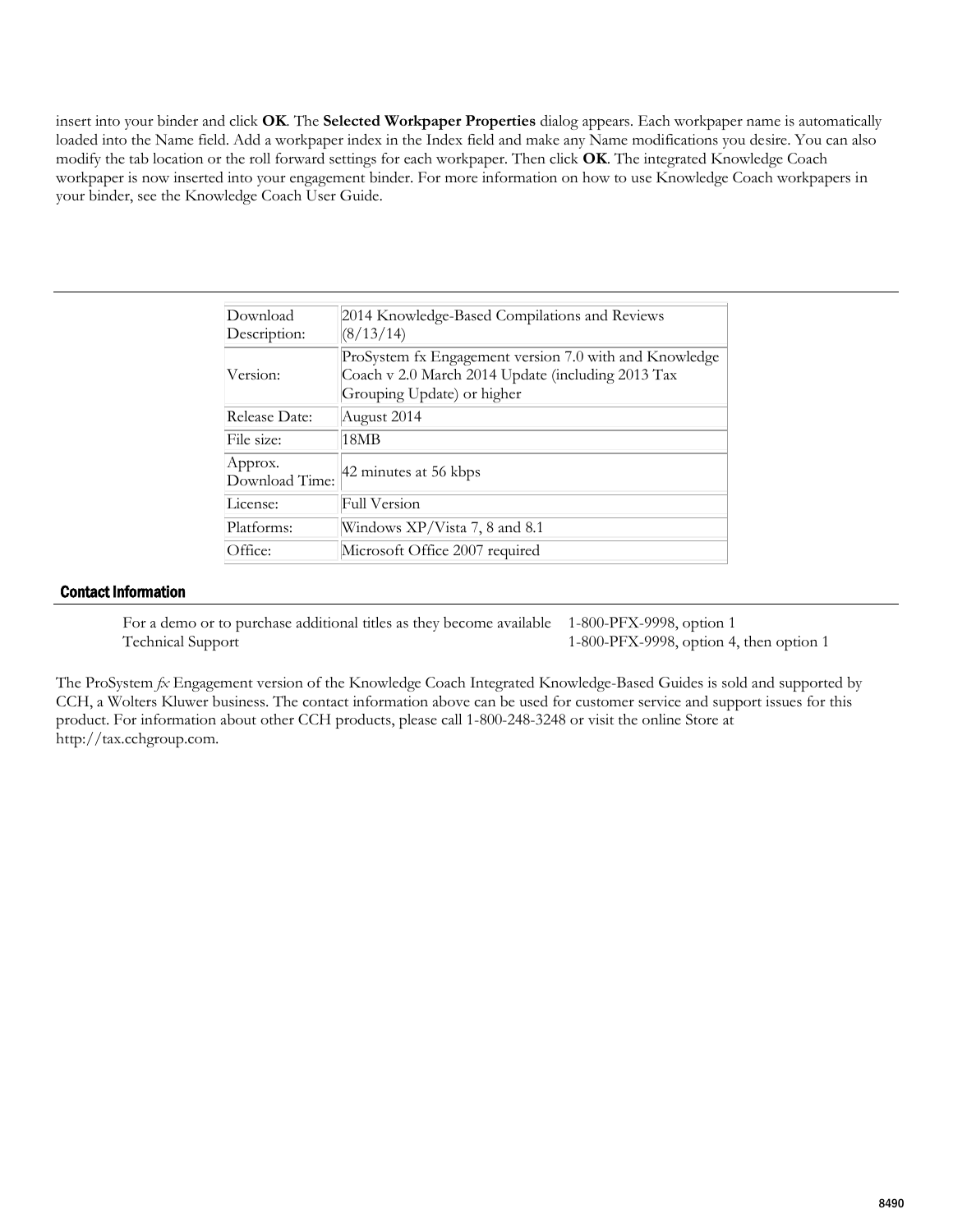insert into your binder and click **OK**. The **Selected Workpaper Properties** dialog appears. Each workpaper name is automatically loaded into the Name field. Add a workpaper index in the Index field and make any Name modifications you desire. You can also modify the tab location or the roll forward settings for each workpaper. Then click **OK**. The integrated Knowledge Coach workpaper is now inserted into your engagement binder. For more information on how to use Knowledge Coach workpapers in your binder, see the Knowledge Coach User Guide.

| | |
|---|---|
| Download Description: | 2014 Knowledge-Based Compilations and Reviews (8/13/14) |
| Version: | ProSystem fx Engagement version 7.0 with and Knowledge Coach v 2.0 March 2014 Update (including 2013 Tax Grouping Update) or higher |
| Release Date: | August 2014 |
| File size: | 18MB |
| Approx. Download Time: | 42 minutes at 56 kbps |
| License: | Full Version |
| Platforms: | Windows XP/Vista 7, 8 and 8.1 |
| Office: | Microsoft Office 2007 required |

## Contact Information

| | |
|---|---|
| For a demo or to purchase additional titles as they become available | 1-800-PFX-9998, option 1 |
| Technical Support | 1-800-PFX-9998, option 4, then option 1 |

The ProSystem *fx* Engagement version of the Knowledge Coach Integrated Knowledge-Based Guides is sold and supported by CCH, a Wolters Kluwer business. The contact information above can be used for customer service and support issues for this product. For information about other CCH products, please call 1-800-248-3248 or visit the online Store at http://tax.cchgroup.com.